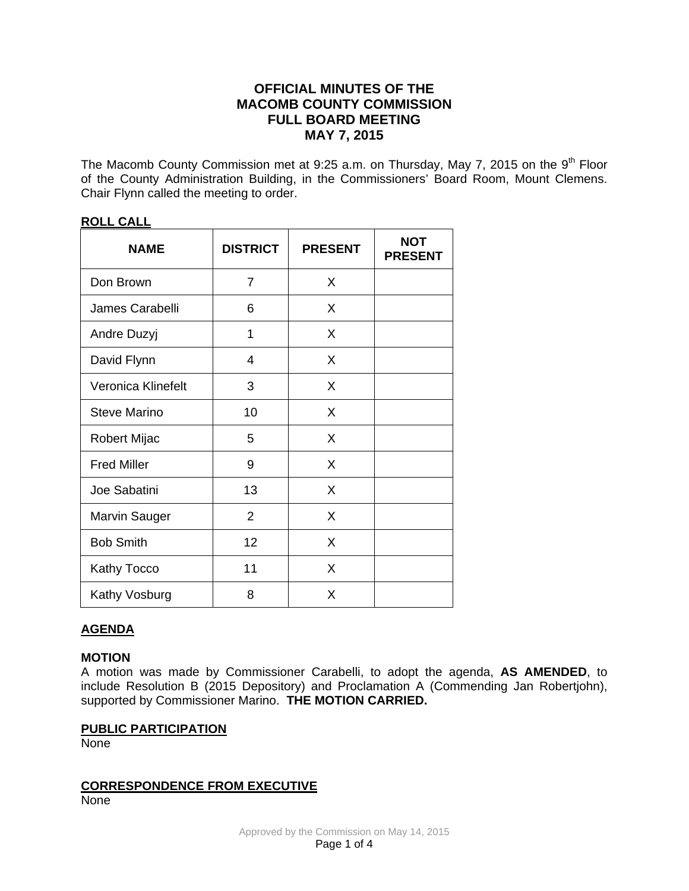# OFFICIAL MINUTES OF THE MACOMB COUNTY COMMISSION FULL BOARD MEETING MAY 7, 2015

The Macomb County Commission met at 9:25 a.m. on Thursday, May 7, 2015 on the 9th Floor of the County Administration Building, in the Commissioners' Board Room, Mount Clemens. Chair Flynn called the meeting to order.

## ROLL CALL

| NAME | DISTRICT | PRESENT | NOT PRESENT |
|---|---|---|---|
| Don Brown | 7 | X | |
| James Carabelli | 6 | X | |
| Andre Duzyj | 1 | X | |
| David Flynn | 4 | X | |
| Veronica Klinefelt | 3 | X | |
| Steve Marino | 10 | X | |
| Robert Mijac | 5 | X | |
| Fred Miller | 9 | X | |
| Joe Sabatini | 13 | X | |
| Marvin Sauger | 2 | X | |
| Bob Smith | 12 | X | |
| Kathy Tocco | 11 | X | |
| Kathy Vosburg | 8 | X | |

## AGENDA

**MOTION**
A motion was made by Commissioner Carabelli, to adopt the agenda, **AS AMENDED**, to include Resolution B (2015 Depository) and Proclamation A (Commending Jan Robertjohn), supported by Commissioner Marino. **THE MOTION CARRIED.**

## PUBLIC PARTICIPATION

None

## CORRESPONDENCE FROM EXECUTIVE

None

Approved by the Commission on May 14, 2015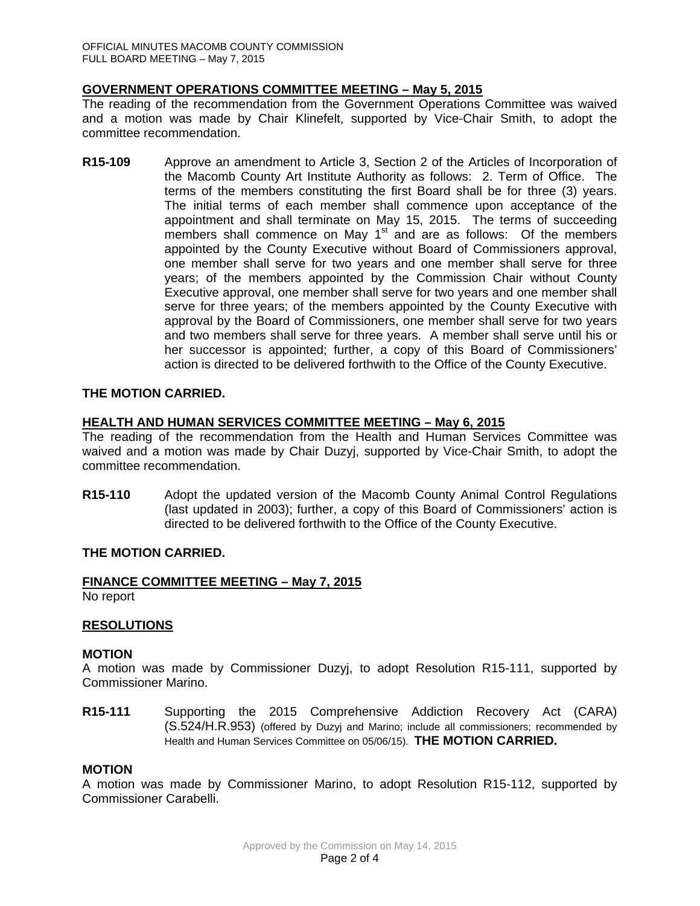## GOVERNMENT OPERATIONS COMMITTEE MEETING – May 5, 2015

The reading of the recommendation from the Government Operations Committee was waived and a motion was made by Chair Klinefelt, supported by Vice-Chair Smith, to adopt the committee recommendation.

**R15-109** Approve an amendment to Article 3, Section 2 of the Articles of Incorporation of the Macomb County Art Institute Authority as follows: 2. Term of Office. The terms of the members constituting the first Board shall be for three (3) years. The initial terms of each member shall commence upon acceptance of the appointment and shall terminate on May 15, 2015. The terms of succeeding members shall commence on May 1st and are as follows: Of the members appointed by the County Executive without Board of Commissioners approval, one member shall serve for two years and one member shall serve for three years; of the members appointed by the Commission Chair without County Executive approval, one member shall serve for two years and one member shall serve for three years; of the members appointed by the County Executive with approval by the Board of Commissioners, one member shall serve for two years and two members shall serve for three years. A member shall serve until his or her successor is appointed; further, a copy of this Board of Commissioners' action is directed to be delivered forthwith to the Office of the County Executive.

**THE MOTION CARRIED.**

## HEALTH AND HUMAN SERVICES COMMITTEE MEETING – May 6, 2015

The reading of the recommendation from the Health and Human Services Committee was waived and a motion was made by Chair Duzyj, supported by Vice-Chair Smith, to adopt the committee recommendation.

**R15-110** Adopt the updated version of the Macomb County Animal Control Regulations (last updated in 2003); further, a copy of this Board of Commissioners' action is directed to be delivered forthwith to the Office of the County Executive.

**THE MOTION CARRIED.**

## FINANCE COMMITTEE MEETING – May 7, 2015

No report

## RESOLUTIONS

**MOTION**

A motion was made by Commissioner Duzyj, to adopt Resolution R15-111, supported by Commissioner Marino.

**R15-111** Supporting the 2015 Comprehensive Addiction Recovery Act (CARA) (S.524/H.R.953) (offered by Duzyj and Marino; include all commissioners; recommended by Health and Human Services Committee on 05/06/15). **THE MOTION CARRIED.**

**MOTION**

A motion was made by Commissioner Marino, to adopt Resolution R15-112, supported by Commissioner Carabelli.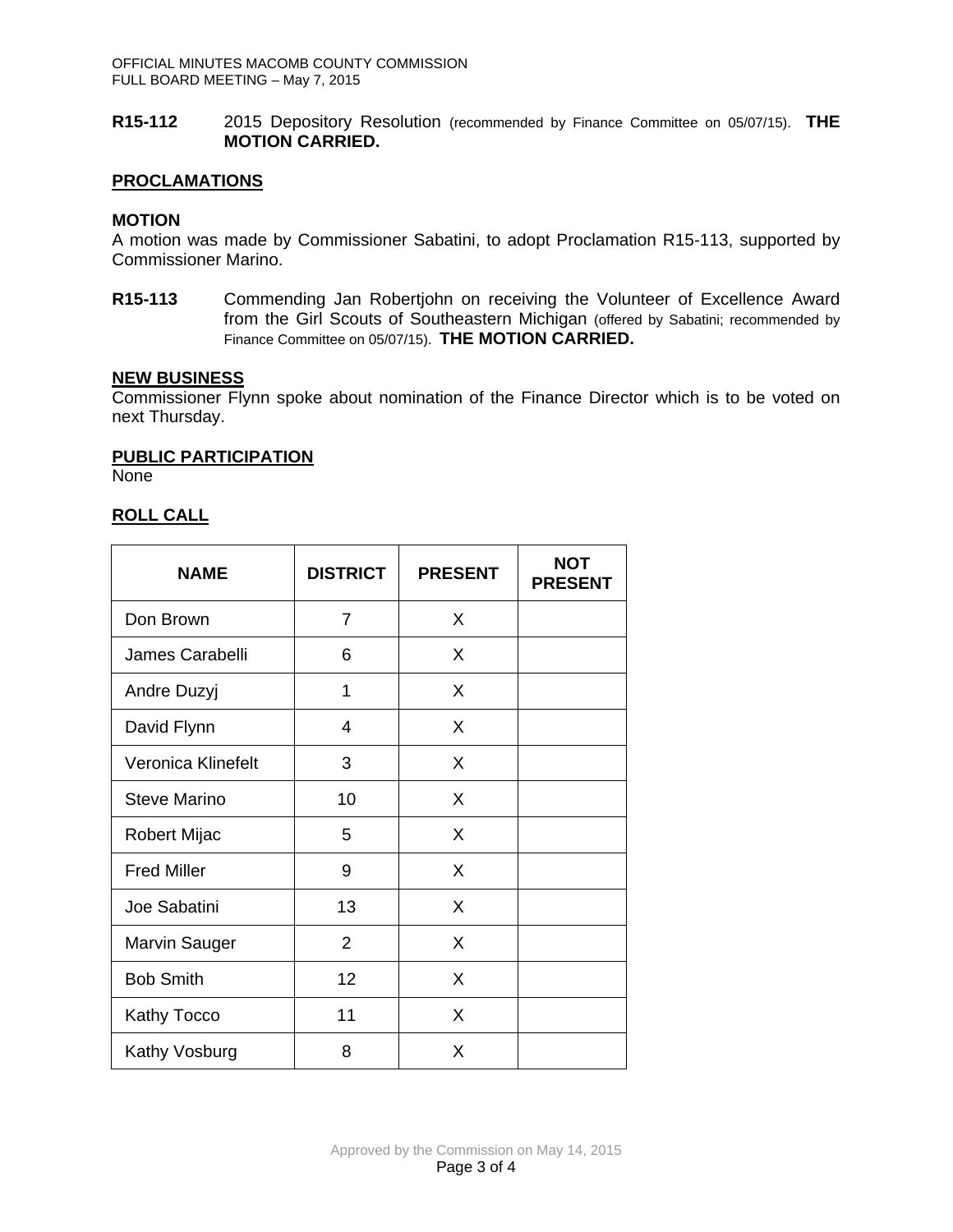**R15-112** 2015 Depository Resolution (recommended by Finance Committee on 05/07/15). **THE MOTION CARRIED.**

## PROCLAMATIONS

**MOTION**

A motion was made by Commissioner Sabatini, to adopt Proclamation R15-113, supported by Commissioner Marino.

**R15-113** Commending Jan Robertjohn on receiving the Volunteer of Excellence Award from the Girl Scouts of Southeastern Michigan (offered by Sabatini; recommended by Finance Committee on 05/07/15). **THE MOTION CARRIED.**

## NEW BUSINESS

Commissioner Flynn spoke about nomination of the Finance Director which is to be voted on next Thursday.

## PUBLIC PARTICIPATION

None

## ROLL CALL

| NAME | DISTRICT | PRESENT | NOT PRESENT |
|---|---|---|---|
| Don Brown | 7 | X | |
| James Carabelli | 6 | X | |
| Andre Duzyj | 1 | X | |
| David Flynn | 4 | X | |
| Veronica Klinefelt | 3 | X | |
| Steve Marino | 10 | X | |
| Robert Mijac | 5 | X | |
| Fred Miller | 9 | X | |
| Joe Sabatini | 13 | X | |
| Marvin Sauger | 2 | X | |
| Bob Smith | 12 | X | |
| Kathy Tocco | 11 | X | |
| Kathy Vosburg | 8 | X | |

Approved by the Commission on May 14, 2015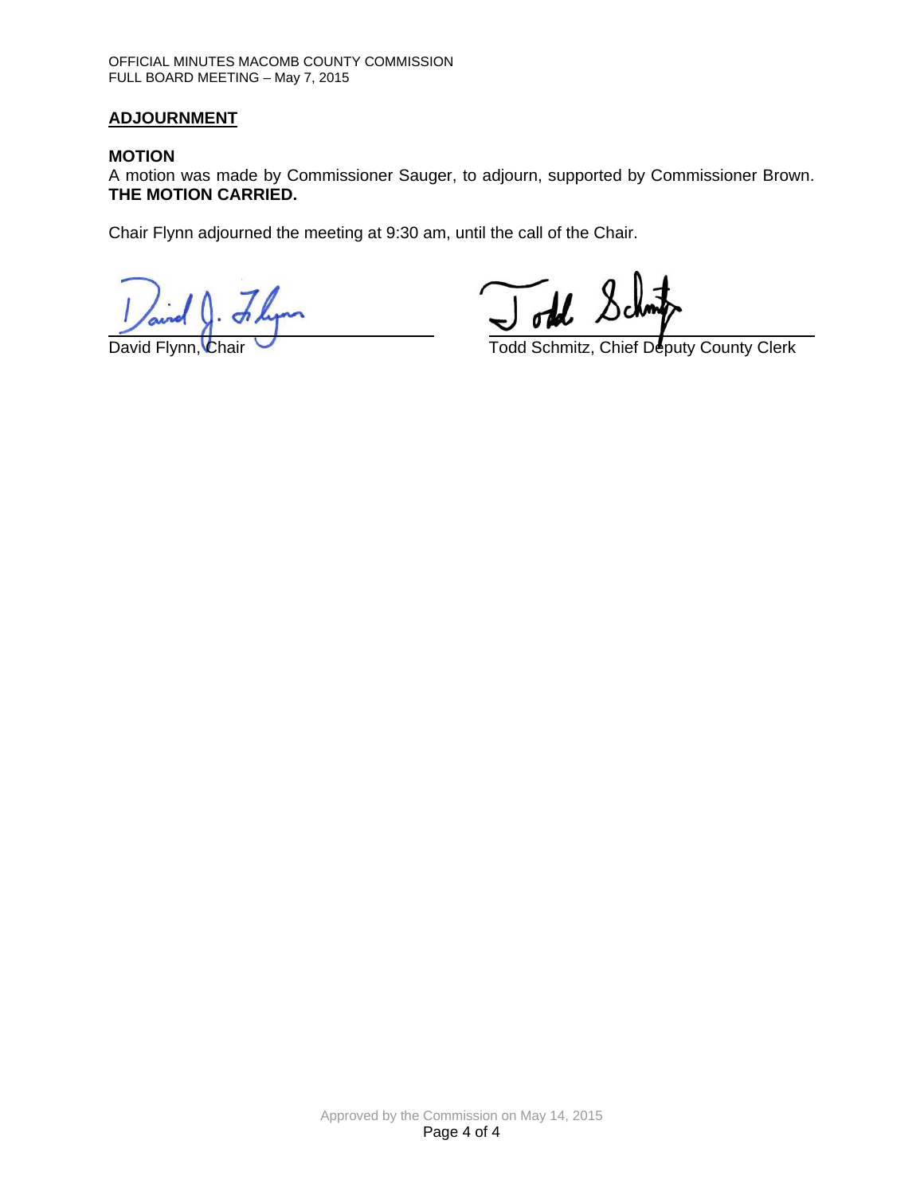## ADJOURNMENT

**MOTION**

A motion was made by Commissioner Sauger, to adjourn, supported by Commissioner Brown. **THE MOTION CARRIED.**

Chair Flynn adjourned the meeting at 9:30 am, until the call of the Chair.

David Flynn, Chair

Todd Schmitz, Chief Deputy County Clerk

Approved by the Commission on May 14, 2015